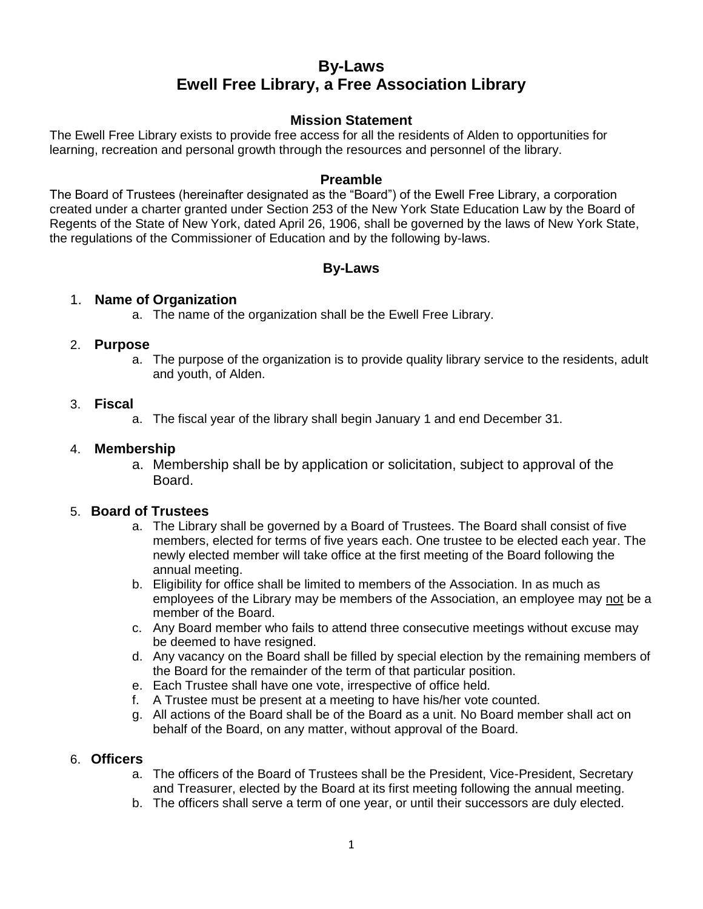# By-Laws
# Ewell Free Library, a Free Association Library

### Mission Statement

The Ewell Free Library exists to provide free access for all the residents of Alden to opportunities for learning, recreation and personal growth through the resources and personnel of the library.

### Preamble

The Board of Trustees (hereinafter designated as the "Board") of the Ewell Free Library, a corporation created under a charter granted under Section 253 of the New York State Education Law by the Board of Regents of the State of New York, dated April 26, 1906, shall be governed by the laws of New York State, the regulations of the Commissioner of Education and by the following by-laws.

### By-Laws

1. **Name of Organization**
    a. The name of the organization shall be the Ewell Free Library.

2. **Purpose**
    a. The purpose of the organization is to provide quality library service to the residents, adult and youth, of Alden.

3. **Fiscal**
    a. The fiscal year of the library shall begin January 1 and end December 31.

4. **Membership**
    a. Membership shall be by application or solicitation, subject to approval of the Board.

5. **Board of Trustees**
    a. The Library shall be governed by a Board of Trustees. The Board shall consist of five members, elected for terms of five years each. One trustee to be elected each year. The newly elected member will take office at the first meeting of the Board following the annual meeting.
    b. Eligibility for office shall be limited to members of the Association. In as much as employees of the Library may be members of the Association, an employee may <u>not</u> be a member of the Board.
    c. Any Board member who fails to attend three consecutive meetings without excuse may be deemed to have resigned.
    d. Any vacancy on the Board shall be filled by special election by the remaining members of the Board for the remainder of the term of that particular position.
    e. Each Trustee shall have one vote, irrespective of office held.
    f. A Trustee must be present at a meeting to have his/her vote counted.
    g. All actions of the Board shall be of the Board as a unit. No Board member shall act on behalf of the Board, on any matter, without approval of the Board.

6. **Officers**
    a. The officers of the Board of Trustees shall be the President, Vice-President, Secretary and Treasurer, elected by the Board at its first meeting following the annual meeting.
    b. The officers shall serve a term of one year, or until their successors are duly elected.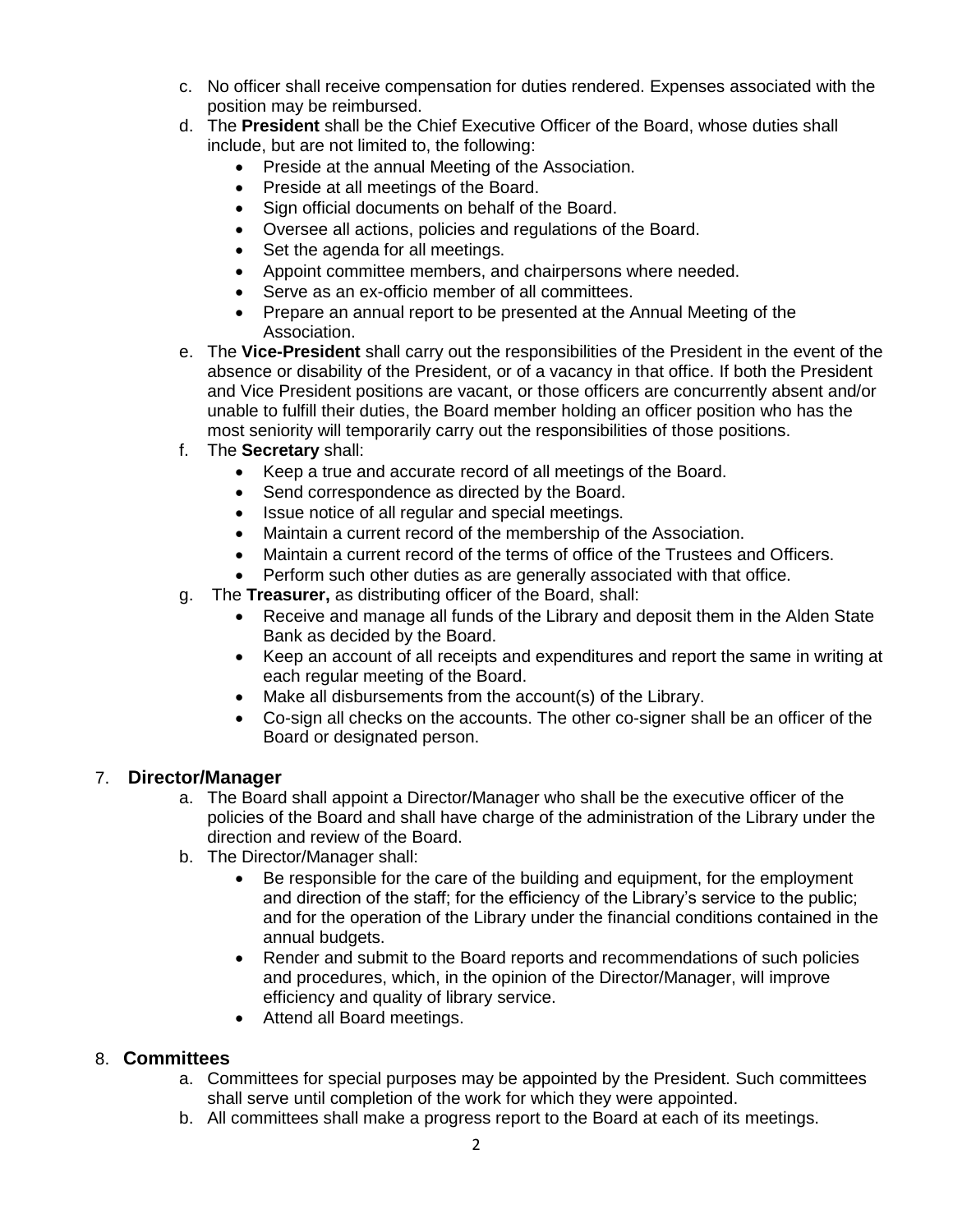c. No officer shall receive compensation for duties rendered. Expenses associated with the position may be reimbursed.

d. The **President** shall be the Chief Executive Officer of the Board, whose duties shall include, but are not limited to, the following:
   - Preside at the annual Meeting of the Association.
   - Preside at all meetings of the Board.
   - Sign official documents on behalf of the Board.
   - Oversee all actions, policies and regulations of the Board.
   - Set the agenda for all meetings.
   - Appoint committee members, and chairpersons where needed.
   - Serve as an ex-officio member of all committees.
   - Prepare an annual report to be presented at the Annual Meeting of the Association.

e. The **Vice-President** shall carry out the responsibilities of the President in the event of the absence or disability of the President, or of a vacancy in that office. If both the President and Vice President positions are vacant, or those officers are concurrently absent and/or unable to fulfill their duties, the Board member holding an officer position who has the most seniority will temporarily carry out the responsibilities of those positions.

f. The **Secretary** shall:
   - Keep a true and accurate record of all meetings of the Board.
   - Send correspondence as directed by the Board.
   - Issue notice of all regular and special meetings.
   - Maintain a current record of the membership of the Association.
   - Maintain a current record of the terms of office of the Trustees and Officers.
   - Perform such other duties as are generally associated with that office.

g. The **Treasurer,** as distributing officer of the Board, shall:
   - Receive and manage all funds of the Library and deposit them in the Alden State Bank as decided by the Board.
   - Keep an account of all receipts and expenditures and report the same in writing at each regular meeting of the Board.
   - Make all disbursements from the account(s) of the Library.
   - Co-sign all checks on the accounts. The other co-signer shall be an officer of the Board or designated person.

## 7. Director/Manager

a. The Board shall appoint a Director/Manager who shall be the executive officer of the policies of the Board and shall have charge of the administration of the Library under the direction and review of the Board.

b. The Director/Manager shall:
   - Be responsible for the care of the building and equipment, for the employment and direction of the staff; for the efficiency of the Library's service to the public; and for the operation of the Library under the financial conditions contained in the annual budgets.
   - Render and submit to the Board reports and recommendations of such policies and procedures, which, in the opinion of the Director/Manager, will improve efficiency and quality of library service.
   - Attend all Board meetings.

## 8. Committees

a. Committees for special purposes may be appointed by the President. Such committees shall serve until completion of the work for which they were appointed.

b. All committees shall make a progress report to the Board at each of its meetings.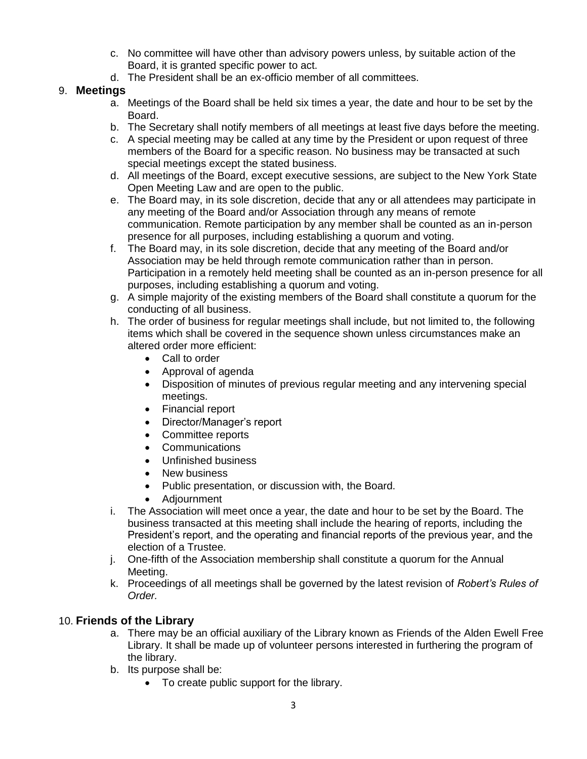c. No committee will have other than advisory powers unless, by suitable action of the Board, it is granted specific power to act.
d. The President shall be an ex-officio member of all committees.

## 9. **Meetings**

a. Meetings of the Board shall be held six times a year, the date and hour to be set by the Board.
b. The Secretary shall notify members of all meetings at least five days before the meeting.
c. A special meeting may be called at any time by the President or upon request of three members of the Board for a specific reason. No business may be transacted at such special meetings except the stated business.
d. All meetings of the Board, except executive sessions, are subject to the New York State Open Meeting Law and are open to the public.
e. The Board may, in its sole discretion, decide that any or all attendees may participate in any meeting of the Board and/or Association through any means of remote communication. Remote participation by any member shall be counted as an in-person presence for all purposes, including establishing a quorum and voting.
f. The Board may, in its sole discretion, decide that any meeting of the Board and/or Association may be held through remote communication rather than in person. Participation in a remotely held meeting shall be counted as an in-person presence for all purposes, including establishing a quorum and voting.
g. A simple majority of the existing members of the Board shall constitute a quorum for the conducting of all business.
h. The order of business for regular meetings shall include, but not limited to, the following items which shall be covered in the sequence shown unless circumstances make an altered order more efficient:
    - Call to order
    - Approval of agenda
    - Disposition of minutes of previous regular meeting and any intervening special meetings.
    - Financial report
    - Director/Manager's report
    - Committee reports
    - Communications
    - Unfinished business
    - New business
    - Public presentation, or discussion with, the Board.
    - Adjournment
i. The Association will meet once a year, the date and hour to be set by the Board. The business transacted at this meeting shall include the hearing of reports, including the President's report, and the operating and financial reports of the previous year, and the election of a Trustee.
j. One-fifth of the Association membership shall constitute a quorum for the Annual Meeting.
k. Proceedings of all meetings shall be governed by the latest revision of *Robert's Rules of Order.*

## 10. **Friends of the Library**

a. There may be an official auxiliary of the Library known as Friends of the Alden Ewell Free Library. It shall be made up of volunteer persons interested in furthering the program of the library.
b. Its purpose shall be:
    - To create public support for the library.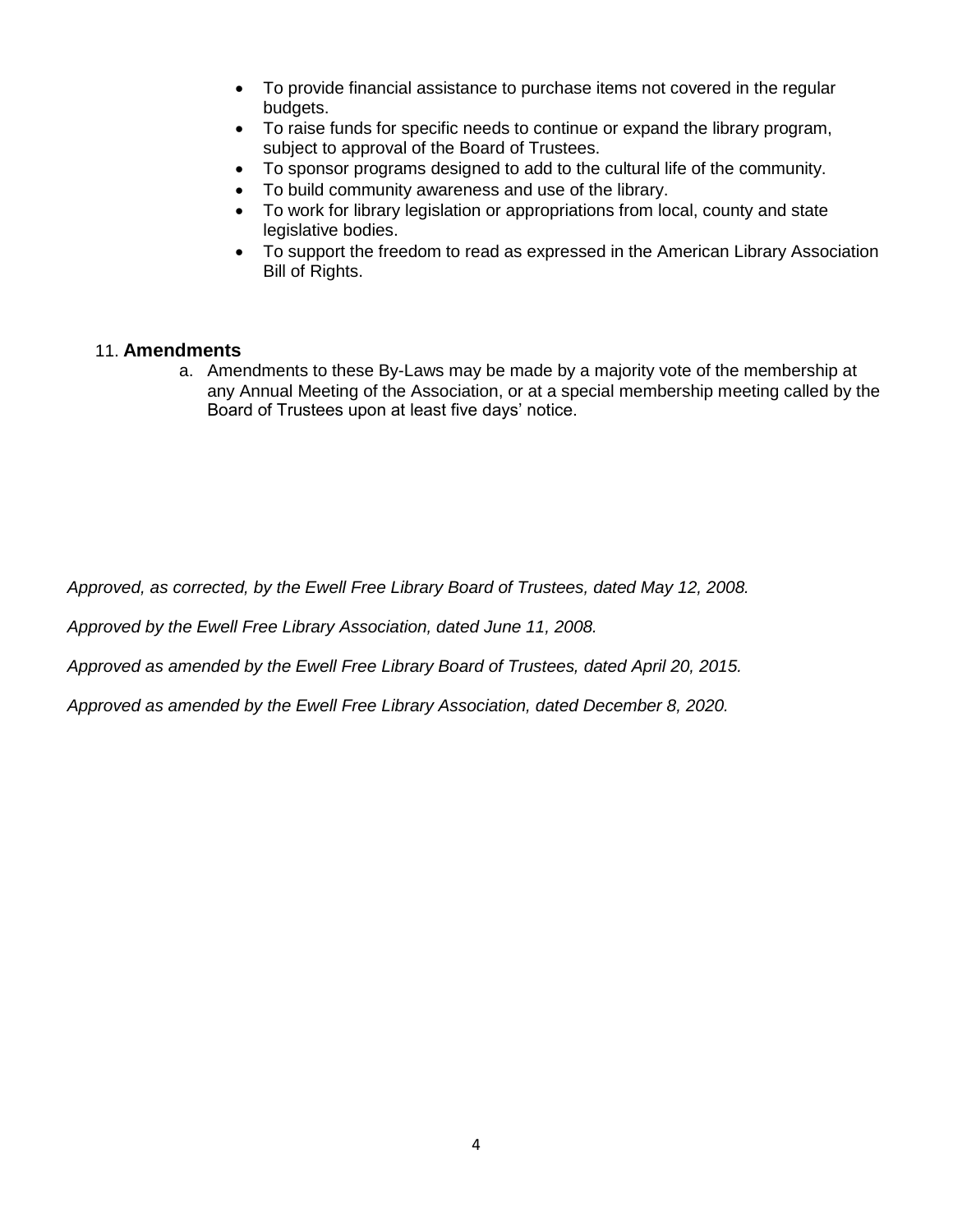- To provide financial assistance to purchase items not covered in the regular budgets.
- To raise funds for specific needs to continue or expand the library program, subject to approval of the Board of Trustees.
- To sponsor programs designed to add to the cultural life of the community.
- To build community awareness and use of the library.
- To work for library legislation or appropriations from local, county and state legislative bodies.
- To support the freedom to read as expressed in the American Library Association Bill of Rights.

## 11. **Amendments**

a. Amendments to these By-Laws may be made by a majority vote of the membership at any Annual Meeting of the Association, or at a special membership meeting called by the Board of Trustees upon at least five days' notice.

*Approved, as corrected, by the Ewell Free Library Board of Trustees, dated May 12, 2008.*

*Approved by the Ewell Free Library Association, dated June 11, 2008.*

*Approved as amended by the Ewell Free Library Board of Trustees, dated April 20, 2015.*

*Approved as amended by the Ewell Free Library Association, dated December 8, 2020.*